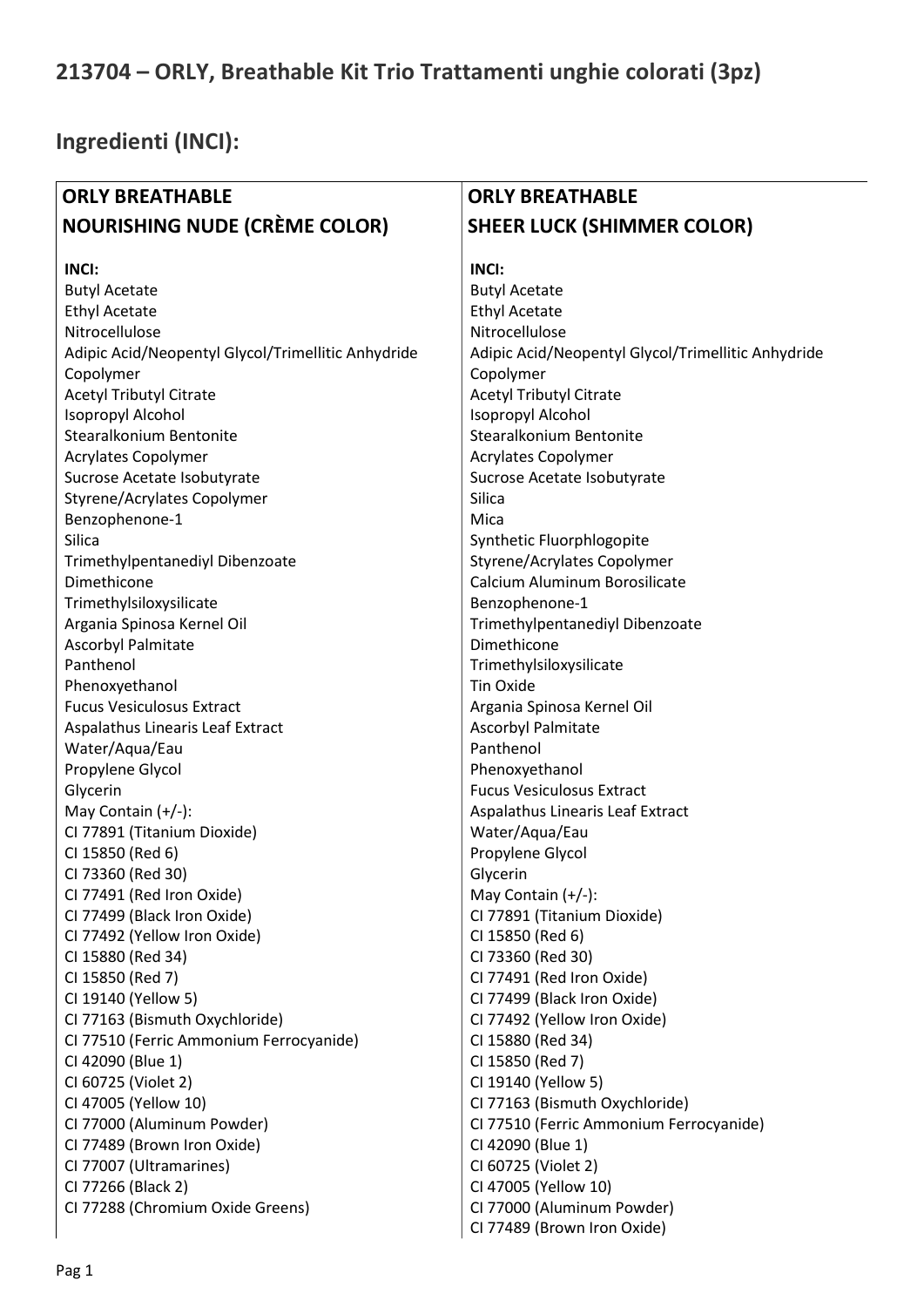## 213704 – ORLY, Breathable Kit Trio Trattamenti unghie colorati (3pz)

## Ingredienti (INCI):

| ORLY BREATHABLE NOURISHING NUDE (CRÈME COLOR) | ORLY BREATHABLE SHEER LUCK (SHIMMER COLOR) |
|---|---|
| **INCI:**<br>Butyl Acetate<br>Ethyl Acetate<br>Nitrocellulose<br>Adipic Acid/Neopentyl Glycol/Trimellitic Anhydride Copolymer<br>Acetyl Tributyl Citrate<br>Isopropyl Alcohol<br>Stearalkonium Bentonite<br>Acrylates Copolymer<br>Sucrose Acetate Isobutyrate<br>Styrene/Acrylates Copolymer<br>Benzophenone-1<br>Silica<br>Trimethylpentanediyl Dibenzoate<br>Dimethicone<br>Trimethylsiloxysilicate<br>Argania Spinosa Kernel Oil<br>Ascorbyl Palmitate<br>Panthenol<br>Phenoxyethanol<br>Fucus Vesiculosus Extract<br>Aspalathus Linearis Leaf Extract<br>Water/Aqua/Eau<br>Propylene Glycol<br>Glycerin<br>May Contain (+/-):<br>CI 77891 (Titanium Dioxide)<br>CI 15850 (Red 6)<br>CI 73360 (Red 30)<br>CI 77491 (Red Iron Oxide)<br>CI 77499 (Black Iron Oxide)<br>CI 77492 (Yellow Iron Oxide)<br>CI 15880 (Red 34)<br>CI 15850 (Red 7)<br>CI 19140 (Yellow 5)<br>CI 77163 (Bismuth Oxychloride)<br>CI 77510 (Ferric Ammonium Ferrocyanide)<br>CI 42090 (Blue 1)<br>CI 60725 (Violet 2)<br>CI 47005 (Yellow 10)<br>CI 77000 (Aluminum Powder)<br>CI 77489 (Brown Iron Oxide)<br>CI 77007 (Ultramarines)<br>CI 77266 (Black 2)<br>CI 77288 (Chromium Oxide Greens) | **INCI:**<br>Butyl Acetate<br>Ethyl Acetate<br>Nitrocellulose<br>Adipic Acid/Neopentyl Glycol/Trimellitic Anhydride Copolymer<br>Acetyl Tributyl Citrate<br>Isopropyl Alcohol<br>Stearalkonium Bentonite<br>Acrylates Copolymer<br>Sucrose Acetate Isobutyrate<br>Silica<br>Mica<br>Synthetic Fluorphlogopite<br>Styrene/Acrylates Copolymer<br>Calcium Aluminum Borosilicate<br>Benzophenone-1<br>Trimethylpentanediyl Dibenzoate<br>Dimethicone<br>Trimethylsiloxysilicate<br>Tin Oxide<br>Argania Spinosa Kernel Oil<br>Ascorbyl Palmitate<br>Panthenol<br>Phenoxyethanol<br>Fucus Vesiculosus Extract<br>Aspalathus Linearis Leaf Extract<br>Water/Aqua/Eau<br>Propylene Glycol<br>Glycerin<br>May Contain (+/-):<br>CI 77891 (Titanium Dioxide)<br>CI 15850 (Red 6)<br>CI 73360 (Red 30)<br>CI 77491 (Red Iron Oxide)<br>CI 77499 (Black Iron Oxide)<br>CI 77492 (Yellow Iron Oxide)<br>CI 15880 (Red 34)<br>CI 15850 (Red 7)<br>CI 19140 (Yellow 5)<br>CI 77163 (Bismuth Oxychloride)<br>CI 77510 (Ferric Ammonium Ferrocyanide)<br>CI 42090 (Blue 1)<br>CI 60725 (Violet 2)<br>CI 47005 (Yellow 10)<br>CI 77000 (Aluminum Powder)<br>CI 77489 (Brown Iron Oxide) |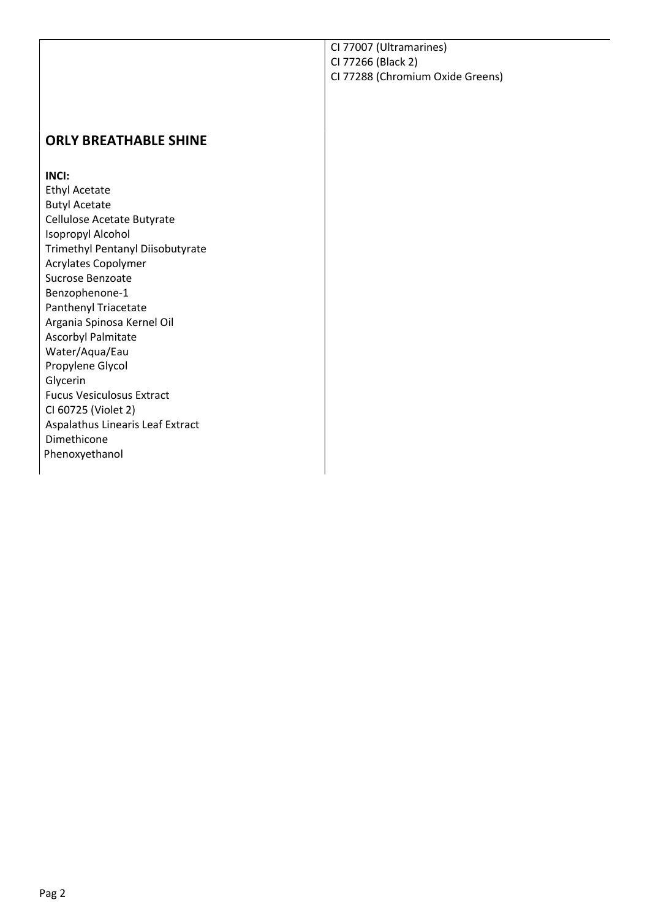CI 77007 (Ultramarines)
CI 77266 (Black 2)
CI 77288 (Chromium Oxide Greens)

## ORLY BREATHABLE SHINE

**INCI:**
Ethyl Acetate
Butyl Acetate
Cellulose Acetate Butyrate
Isopropyl Alcohol
Trimethyl Pentanyl Diisobutyrate
Acrylates Copolymer
Sucrose Benzoate
Benzophenone-1
Panthenyl Triacetate
Argania Spinosa Kernel Oil
Ascorbyl Palmitate
Water/Aqua/Eau
Propylene Glycol
Glycerin
Fucus Vesiculosus Extract
CI 60725 (Violet 2)
Aspalathus Linearis Leaf Extract
Dimethicone
Phenoxyethanol